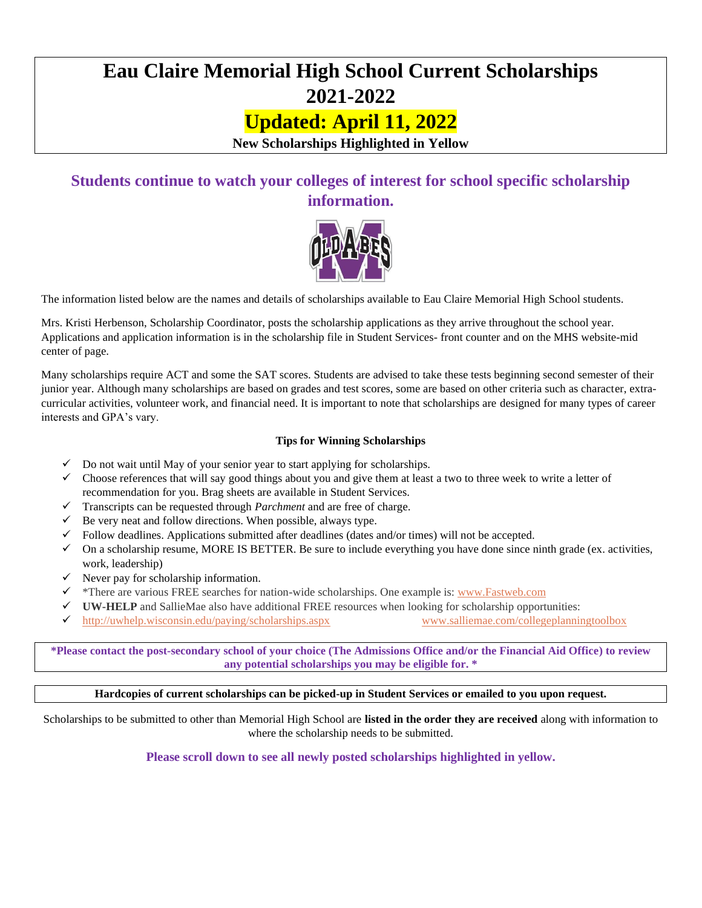# Eau Claire Memorial High School Current Scholarships 2021-2022

## Updated: April 11, 2022

**New Scholarships Highlighted in Yellow**

## Students continue to watch your colleges of interest for school specific scholarship information.

The information listed below are the names and details of scholarships available to Eau Claire Memorial High School students.

Mrs. Kristi Herbenson, Scholarship Coordinator, posts the scholarship applications as they arrive throughout the school year. Applications and application information is in the scholarship file in Student Services- front counter and on the MHS website-mid center of page.

Many scholarships require ACT and some the SAT scores. Students are advised to take these tests beginning second semester of their junior year. Although many scholarships are based on grades and test scores, some are based on other criteria such as character, extra-curricular activities, volunteer work, and financial need. It is important to note that scholarships are designed for many types of career interests and GPA's vary.

**Tips for Winning Scholarships**

- ✓ Do not wait until May of your senior year to start applying for scholarships.
- ✓ Choose references that will say good things about you and give them at least a two to three week to write a letter of recommendation for you. Brag sheets are available in Student Services.
- ✓ Transcripts can be requested through *Parchment* and are free of charge.
- ✓ Be very neat and follow directions. When possible, always type.
- ✓ Follow deadlines. Applications submitted after deadlines (dates and/or times) will not be accepted.
- ✓ On a scholarship resume, MORE IS BETTER. Be sure to include everything you have done since ninth grade (ex. activities, work, leadership)
- ✓ Never pay for scholarship information.
- ✓ *There are various FREE searches for nation-wide scholarships. One example is: www.Fastweb.com
- ✓ **UW-HELP** and SallieMae also have additional FREE resources when looking for scholarship opportunities:
- ✓ http://uwhelp.wisconsin.edu/paying/scholarships.aspx www.salliemae.com/collegeplanningtoolbox

**\*Please contact the post-secondary school of your choice (The Admissions Office and/or the Financial Aid Office) to review any potential scholarships you may be eligible for. \***

**Hardcopies of current scholarships can be picked-up in Student Services or emailed to you upon request.**

Scholarships to be submitted to other than Memorial High School are **listed in the order they are received** along with information to where the scholarship needs to be submitted.

**Please scroll down to see all newly posted scholarships highlighted in yellow.**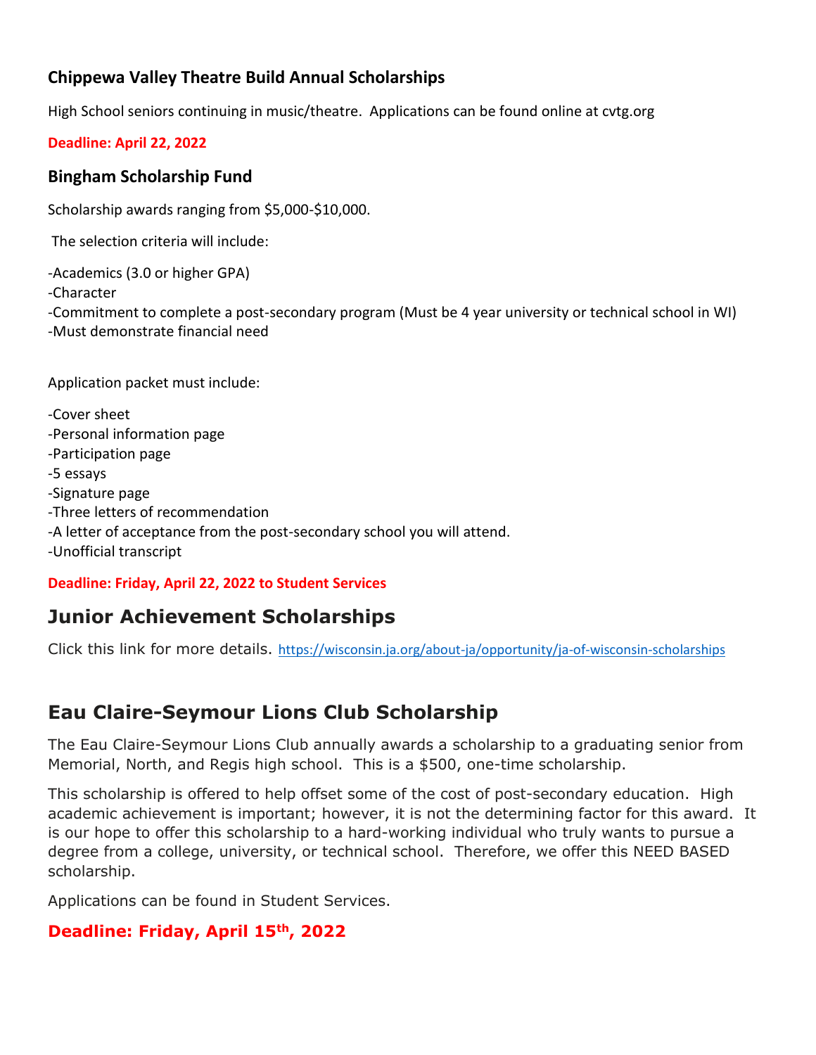### Chippewa Valley Theatre Build Annual Scholarships

High School seniors continuing in music/theatre. Applications can be found online at cvtg.org

**Deadline: April 22, 2022**

### Bingham Scholarship Fund

Scholarship awards ranging from $5,000-$10,000.

The selection criteria will include:

-Academics (3.0 or higher GPA)
-Character
-Commitment to complete a post-secondary program (Must be 4 year university or technical school in WI)
-Must demonstrate financial need

Application packet must include:

-Cover sheet
-Personal information page
-Participation page
-5 essays
-Signature page
-Three letters of recommendation
-A letter of acceptance from the post-secondary school you will attend.
-Unofficial transcript

**Deadline: Friday, April 22, 2022 to Student Services**

## Junior Achievement Scholarships

Click this link for more details. https://wisconsin.ja.org/about-ja/opportunity/ja-of-wisconsin-scholarships

## Eau Claire-Seymour Lions Club Scholarship

The Eau Claire-Seymour Lions Club annually awards a scholarship to a graduating senior from Memorial, North, and Regis high school. This is a $500, one-time scholarship.

This scholarship is offered to help offset some of the cost of post-secondary education. High academic achievement is important; however, it is not the determining factor for this award. It is our hope to offer this scholarship to a hard-working individual who truly wants to pursue a degree from a college, university, or technical school. Therefore, we offer this NEED BASED scholarship.

Applications can be found in Student Services.

**Deadline: Friday, April 15th, 2022**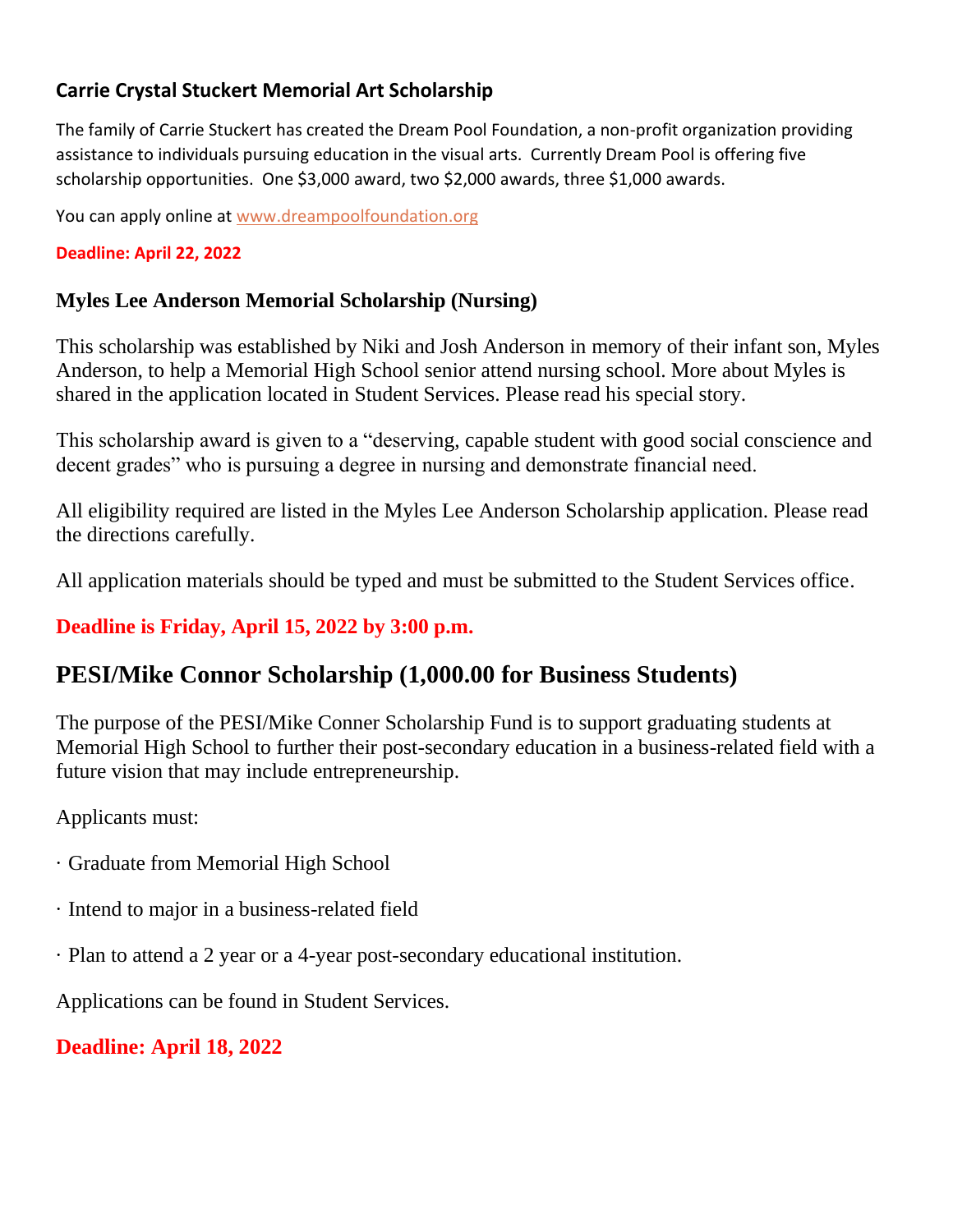### Carrie Crystal Stuckert Memorial Art Scholarship

The family of Carrie Stuckert has created the Dream Pool Foundation, a non-profit organization providing assistance to individuals pursuing education in the visual arts. Currently Dream Pool is offering five scholarship opportunities. One $3,000 award, two $2,000 awards, three $1,000 awards.

You can apply online at [www.dreampoolfoundation.org](http://www.dreampoolfoundation.org)

**Deadline: April 22, 2022**

### Myles Lee Anderson Memorial Scholarship (Nursing)

This scholarship was established by Niki and Josh Anderson in memory of their infant son, Myles Anderson, to help a Memorial High School senior attend nursing school. More about Myles is shared in the application located in Student Services. Please read his special story.

This scholarship award is given to a "deserving, capable student with good social conscience and decent grades" who is pursuing a degree in nursing and demonstrate financial need.

All eligibility required are listed in the Myles Lee Anderson Scholarship application. Please read the directions carefully.

All application materials should be typed and must be submitted to the Student Services office.

**Deadline is Friday, April 15, 2022 by 3:00 p.m.**

## PESI/Mike Connor Scholarship (1,000.00 for Business Students)

The purpose of the PESI/Mike Conner Scholarship Fund is to support graduating students at Memorial High School to further their post-secondary education in a business-related field with a future vision that may include entrepreneurship.

Applicants must:

- Graduate from Memorial High School
- Intend to major in a business-related field
- Plan to attend a 2 year or a 4-year post-secondary educational institution.

Applications can be found in Student Services.

**Deadline: April 18, 2022**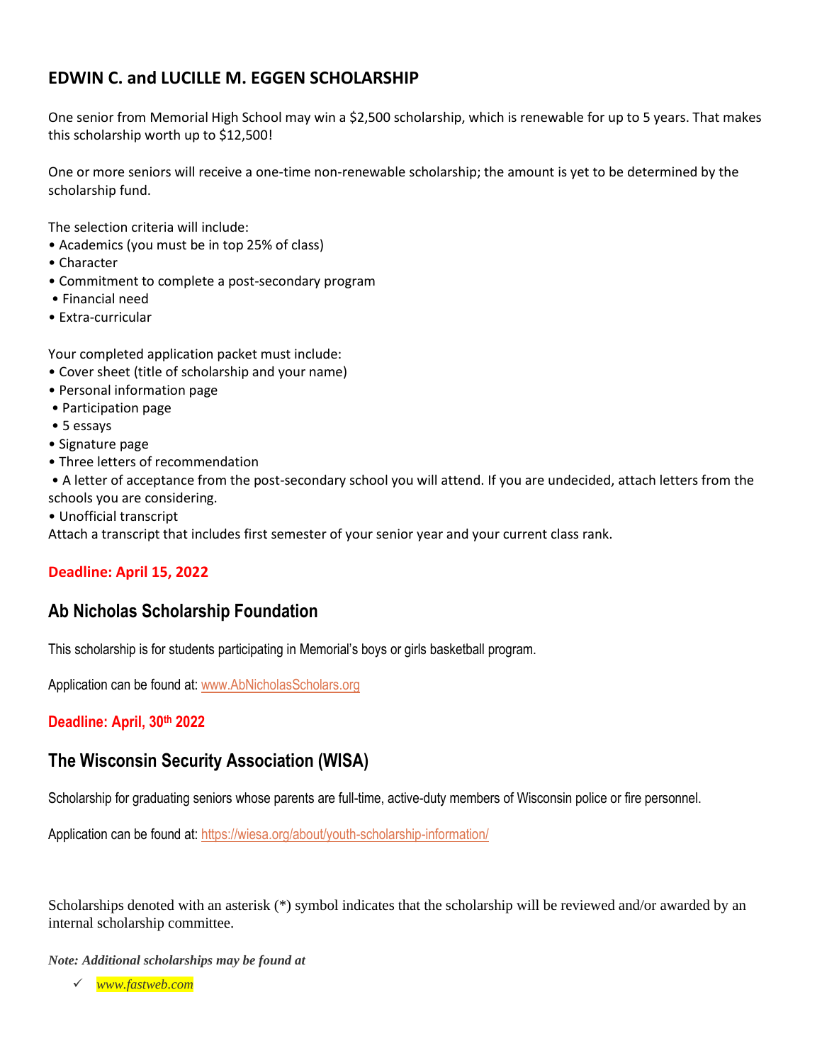## EDWIN C. and LUCILLE M. EGGEN SCHOLARSHIP

One senior from Memorial High School may win a $2,500 scholarship, which is renewable for up to 5 years. That makes this scholarship worth up to $12,500!

One or more seniors will receive a one-time non-renewable scholarship; the amount is yet to be determined by the scholarship fund.

The selection criteria will include:

- Academics (you must be in top 25% of class)
- Character
- Commitment to complete a post-secondary program
- Financial need
- Extra-curricular

Your completed application packet must include:

- Cover sheet (title of scholarship and your name)
- Personal information page
- Participation page
- 5 essays
- Signature page
- Three letters of recommendation
- A letter of acceptance from the post-secondary school you will attend. If you are undecided, attach letters from the schools you are considering.
- Unofficial transcript

Attach a transcript that includes first semester of your senior year and your current class rank.

**Deadline: April 15, 2022**

## Ab Nicholas Scholarship Foundation

This scholarship is for students participating in Memorial's boys or girls basketball program.

Application can be found at: www.AbNicholasScholars.org

**Deadline: April, 30th 2022**

## The Wisconsin Security Association (WISA)

Scholarship for graduating seniors whose parents are full-time, active-duty members of Wisconsin police or fire personnel.

Application can be found at: https://wiesa.org/about/youth-scholarship-information/

Scholarships denoted with an asterisk (*) symbol indicates that the scholarship will be reviewed and/or awarded by an internal scholarship committee.

***Note: Additional scholarships may be found at***

- ✓ *www.fastweb.com*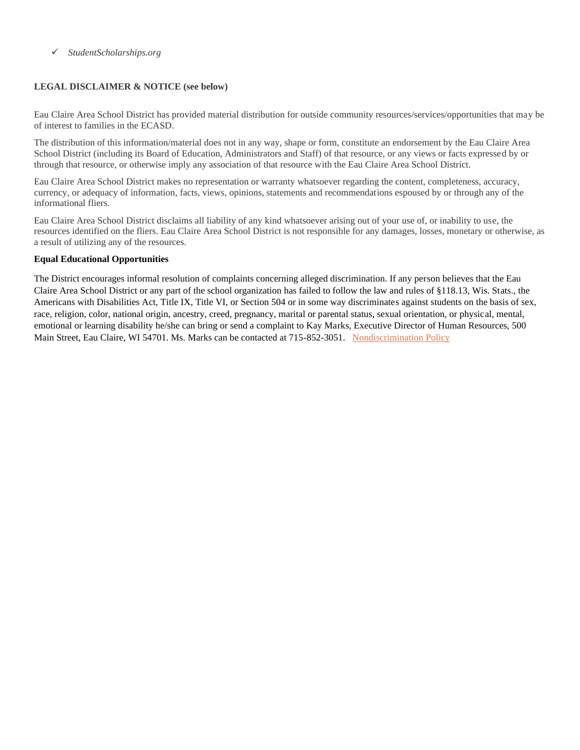- ✓ *StudentScholarships.org*

**LEGAL DISCLAIMER & NOTICE (see below)**

Eau Claire Area School District has provided material distribution for outside community resources/services/opportunities that may be of interest to families in the ECASD.

The distribution of this information/material does not in any way, shape or form, constitute an endorsement by the Eau Claire Area School District (including its Board of Education, Administrators and Staff) of that resource, or any views or facts expressed by or through that resource, or otherwise imply any association of that resource with the Eau Claire Area School District.

Eau Claire Area School District makes no representation or warranty whatsoever regarding the content, completeness, accuracy, currency, or adequacy of information, facts, views, opinions, statements and recommendations espoused by or through any of the informational fliers.

Eau Claire Area School District disclaims all liability of any kind whatsoever arising out of your use of, or inability to use, the resources identified on the fliers. Eau Claire Area School District is not responsible for any damages, losses, monetary or otherwise, as a result of utilizing any of the resources.

**Equal Educational Opportunities**

The District encourages informal resolution of complaints concerning alleged discrimination. If any person believes that the Eau Claire Area School District or any part of the school organization has failed to follow the law and rules of §118.13, Wis. Stats., the Americans with Disabilities Act, Title IX, Title VI, or Section 504 or in some way discriminates against students on the basis of sex, race, religion, color, national origin, ancestry, creed, pregnancy, marital or parental status, sexual orientation, or physical, mental, emotional or learning disability he/she can bring or send a complaint to Kay Marks, Executive Director of Human Resources, 500 Main Street, Eau Claire, WI 54701. Ms. Marks can be contacted at 715-852-3051. Nondiscrimination Policy